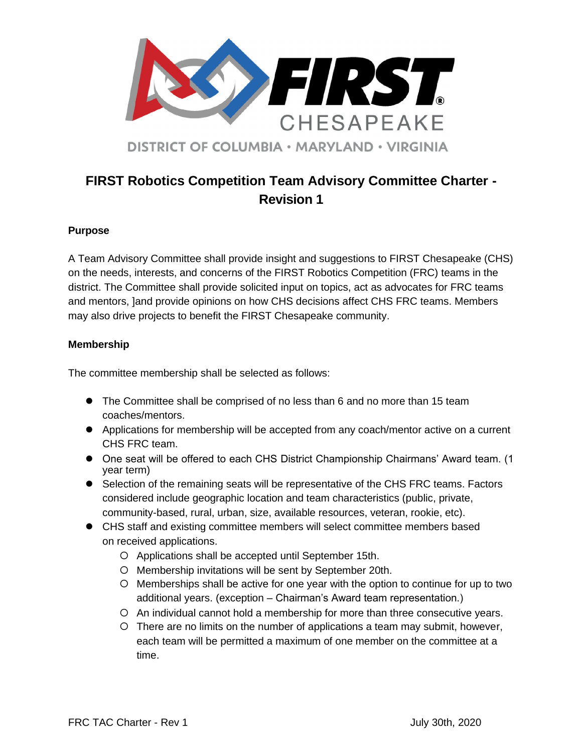FIRST CHESAPEAKE

DISTRICT OF COLUMBIA • MARYLAND • VIRGINIA

# FIRST Robotics Competition Team Advisory Committee Charter - Revision 1

**Purpose**

A Team Advisory Committee shall provide insight and suggestions to FIRST Chesapeake (CHS) on the needs, interests, and concerns of the FIRST Robotics Competition (FRC) teams in the district. The Committee shall provide solicited input on topics, act as advocates for FRC teams and mentors, ]and provide opinions on how CHS decisions affect CHS FRC teams. Members may also drive projects to benefit the FIRST Chesapeake community.

**Membership**

The committee membership shall be selected as follows:

- The Committee shall be comprised of no less than 6 and no more than 15 team coaches/mentors.
- Applications for membership will be accepted from any coach/mentor active on a current CHS FRC team.
- One seat will be offered to each CHS District Championship Chairmans' Award team. (1 year term)
- Selection of the remaining seats will be representative of the CHS FRC teams. Factors considered include geographic location and team characteristics (public, private, community-based, rural, urban, size, available resources, veteran, rookie, etc).
- CHS staff and existing committee members will select committee members based on received applications.
    - Applications shall be accepted until September 15th.
    - Membership invitations will be sent by September 20th.
    - Memberships shall be active for one year with the option to continue for up to two additional years. (exception – Chairman's Award team representation.)
    - An individual cannot hold a membership for more than three consecutive years.
    - There are no limits on the number of applications a team may submit, however, each team will be permitted a maximum of one member on the committee at a time.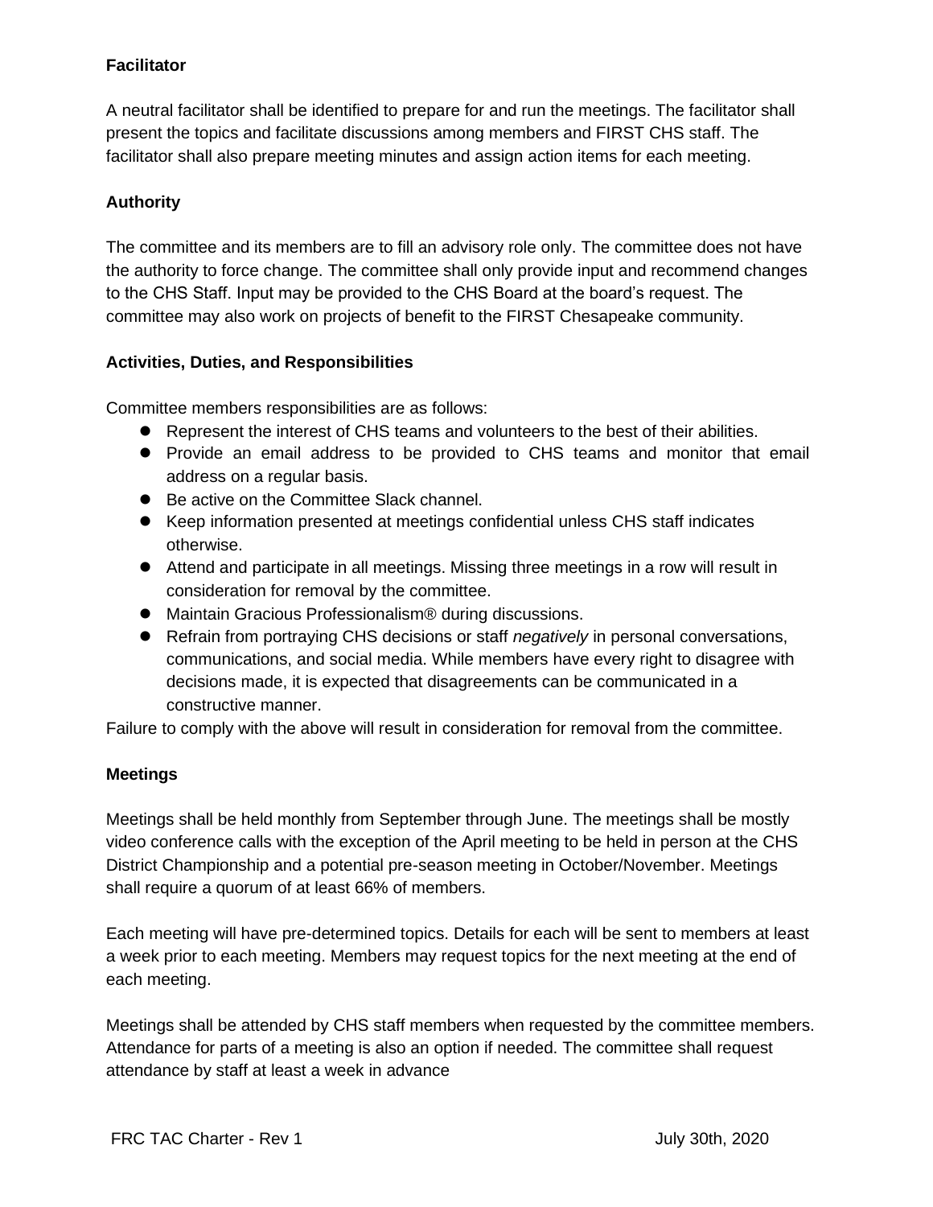**Facilitator**

A neutral facilitator shall be identified to prepare for and run the meetings. The facilitator shall present the topics and facilitate discussions among members and FIRST CHS staff. The facilitator shall also prepare meeting minutes and assign action items for each meeting.

**Authority**

The committee and its members are to fill an advisory role only. The committee does not have the authority to force change. The committee shall only provide input and recommend changes to the CHS Staff. Input may be provided to the CHS Board at the board's request. The committee may also work on projects of benefit to the FIRST Chesapeake community.

**Activities, Duties, and Responsibilities**

Committee members responsibilities are as follows:

- Represent the interest of CHS teams and volunteers to the best of their abilities.
- Provide an email address to be provided to CHS teams and monitor that email address on a regular basis.
- Be active on the Committee Slack channel.
- Keep information presented at meetings confidential unless CHS staff indicates otherwise.
- Attend and participate in all meetings. Missing three meetings in a row will result in consideration for removal by the committee.
- Maintain Gracious Professionalism® during discussions.
- Refrain from portraying CHS decisions or staff *negatively* in personal conversations, communications, and social media. While members have every right to disagree with decisions made, it is expected that disagreements can be communicated in a constructive manner.

Failure to comply with the above will result in consideration for removal from the committee.

**Meetings**

Meetings shall be held monthly from September through June. The meetings shall be mostly video conference calls with the exception of the April meeting to be held in person at the CHS District Championship and a potential pre-season meeting in October/November. Meetings shall require a quorum of at least 66% of members.

Each meeting will have pre-determined topics. Details for each will be sent to members at least a week prior to each meeting. Members may request topics for the next meeting at the end of each meeting.

Meetings shall be attended by CHS staff members when requested by the committee members. Attendance for parts of a meeting is also an option if needed. The committee shall request attendance by staff at least a week in advance